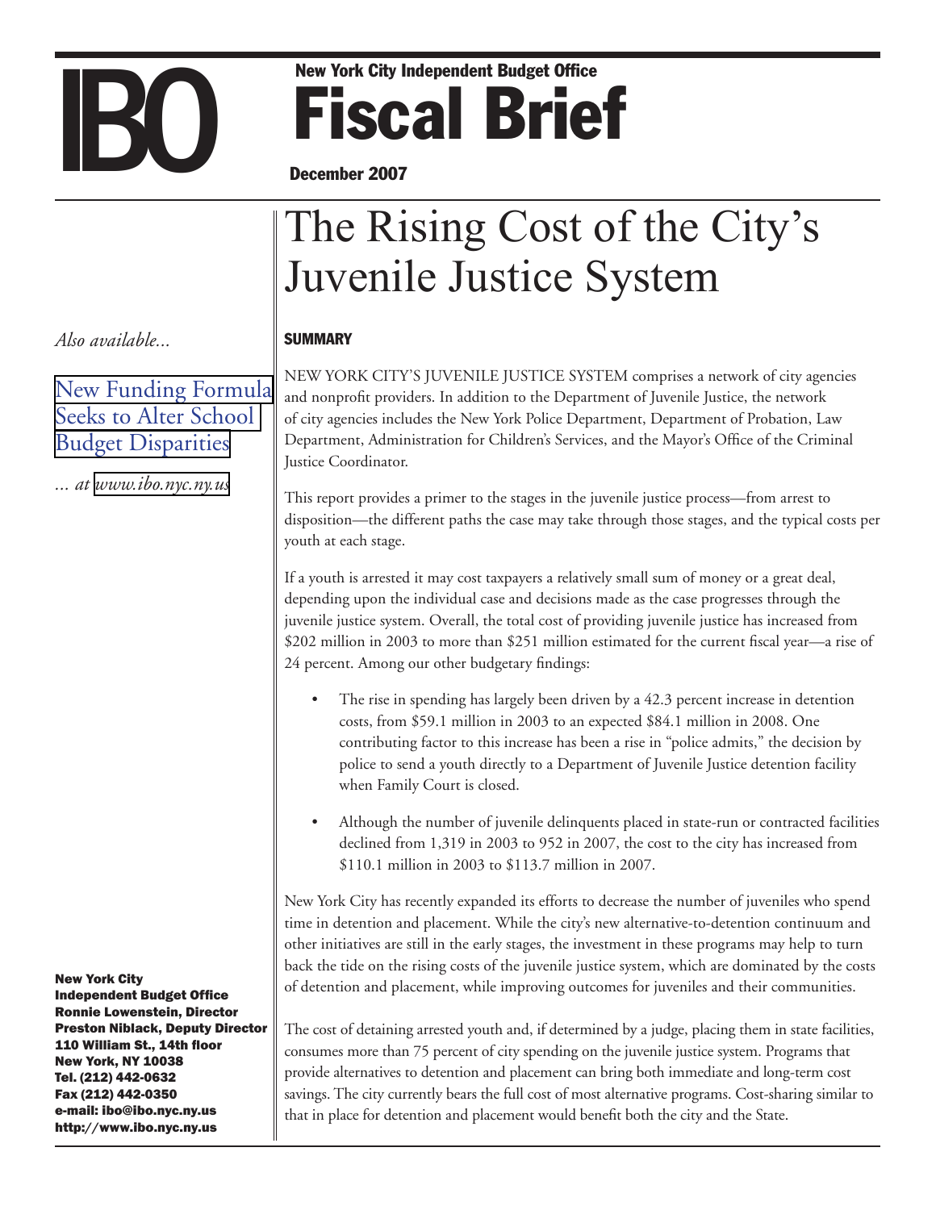IBO

**New York City Independent Budget Office**

# Fiscal Brief

**December 2007**

# The Rising Cost of the City's Juvenile Justice System

*Also available...*

New Funding Formula Seeks to Alter School Budget Disparities

*... at* www.ibo.nyc.ny.us

## SUMMARY

NEW YORK CITY'S JUVENILE JUSTICE SYSTEM comprises a network of city agencies and nonprofit providers. In addition to the Department of Juvenile Justice, the network of city agencies includes the New York Police Department, Department of Probation, Law Department, Administration for Children's Services, and the Mayor's Office of the Criminal Justice Coordinator.

This report provides a primer to the stages in the juvenile justice process—from arrest to disposition—the different paths the case may take through those stages, and the typical costs per youth at each stage.

If a youth is arrested it may cost taxpayers a relatively small sum of money or a great deal, depending upon the individual case and decisions made as the case progresses through the juvenile justice system. Overall, the total cost of providing juvenile justice has increased from $202 million in 2003 to more than $251 million estimated for the current fiscal year—a rise of 24 percent. Among our other budgetary findings:

- The rise in spending has largely been driven by a 42.3 percent increase in detention costs, from $59.1 million in 2003 to an expected $84.1 million in 2008. One contributing factor to this increase has been a rise in "police admits," the decision by police to send a youth directly to a Department of Juvenile Justice detention facility when Family Court is closed.
- Although the number of juvenile delinquents placed in state-run or contracted facilities declined from 1,319 in 2003 to 952 in 2007, the cost to the city has increased from $110.1 million in 2003 to $113.7 million in 2007.

New York City has recently expanded its efforts to decrease the number of juveniles who spend time in detention and placement. While the city's new alternative-to-detention continuum and other initiatives are still in the early stages, the investment in these programs may help to turn back the tide on the rising costs of the juvenile justice system, which are dominated by the costs of detention and placement, while improving outcomes for juveniles and their communities.

The cost of detaining arrested youth and, if determined by a judge, placing them in state facilities, consumes more than 75 percent of city spending on the juvenile justice system. Programs that provide alternatives to detention and placement can bring both immediate and long-term cost savings. The city currently bears the full cost of most alternative programs. Cost-sharing similar to that in place for detention and placement would benefit both the city and the State.

**New York City Independent Budget Office**
**Ronnie Lowenstein, Director**
**Preston Niblack, Deputy Director**
**110 William St., 14th floor**
**New York, NY 10038**
**Tel. (212) 442-0632**
**Fax (212) 442-0350**
**e-mail: ibo@ibo.nyc.ny.us**
**http://www.ibo.nyc.ny.us**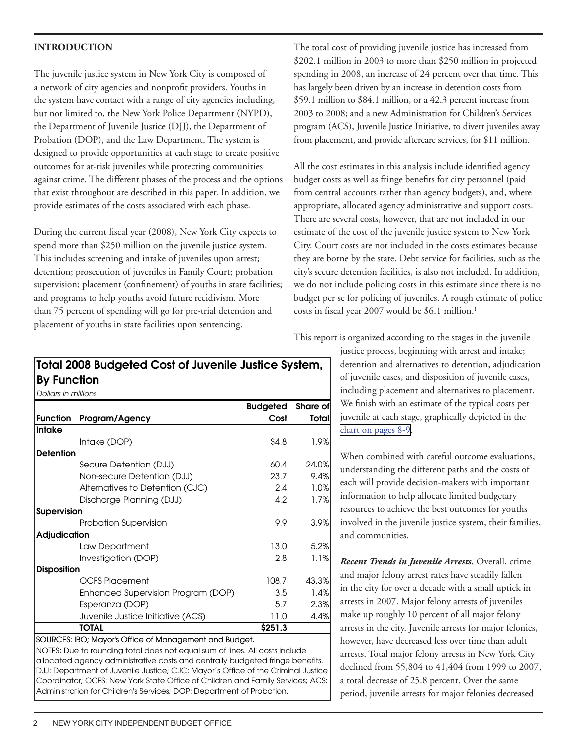## INTRODUCTION

The juvenile justice system in New York City is composed of a network of city agencies and nonprofit providers. Youths in the system have contact with a range of city agencies including, but not limited to, the New York Police Department (NYPD), the Department of Juvenile Justice (DJJ), the Department of Probation (DOP), and the Law Department. The system is designed to provide opportunities at each stage to create positive outcomes for at-risk juveniles while protecting communities against crime. The different phases of the process and the options that exist throughout are described in this paper. In addition, we provide estimates of the costs associated with each phase.

During the current fiscal year (2008), New York City expects to spend more than $250 million on the juvenile justice system. This includes screening and intake of juveniles upon arrest; detention; prosecution of juveniles in Family Court; probation supervision; placement (confinement) of youths in state facilities; and programs to help youths avoid future recidivism. More than 75 percent of spending will go for pre-trial detention and placement of youths in state facilities upon sentencing.

**Total 2008 Budgeted Cost of Juvenile Justice System, By Function**

*Dollars in millions*

| Function | Program/Agency | Budgeted Cost | Share of Total |
|---|---|---|---|
| **Intake** | | | |
| | Intake (DOP) | $4.8 | 1.9% |
| **Detention** | | | |
| | Secure Detention (DJJ) | 60.4 | 24.0% |
| | Non-secure Detention (DJJ) | 23.7 | 9.4% |
| | Alternatives to Detention (CJC) | 2.4 | 1.0% |
| | Discharge Planning (DJJ) | 4.2 | 1.7% |
| **Supervision** | | | |
| | Probation Supervision | 9.9 | 3.9% |
| **Adjudication** | | | |
| | Law Department | 13.0 | 5.2% |
| | Investigation (DOP) | 2.8 | 1.1% |
| **Disposition** | | | |
| | OCFS Placement | 108.7 | 43.3% |
| | Enhanced Supervision Program (DOP) | 3.5 | 1.4% |
| | Esperanza (DOP) | 5.7 | 2.3% |
| | Juvenile Justice Initiative (ACS) | 11.0 | 4.4% |
| | **TOTAL** | **$251.3** | |

SOURCES: IBO; Mayor's Office of Management and Budget.

NOTES: Due to rounding total does not equal sum of lines. All costs include allocated agency administrative costs and centrally budgeted fringe benefits. DJJ: Department of Juvenile Justice; CJC: Mayor's Office of the Criminal Justice Coordinator; OCFS: New York State Office of Children and Family Services; ACS: Administration for Children's Services; DOP: Department of Probation.

The total cost of providing juvenile justice has increased from $202.1 million in 2003 to more than $250 million in projected spending in 2008, an increase of 24 percent over that time. This has largely been driven by an increase in detention costs from $59.1 million to $84.1 million, or a 42.3 percent increase from 2003 to 2008; and a new Administration for Children's Services program (ACS), Juvenile Justice Initiative, to divert juveniles away from placement, and provide aftercare services, for $11 million.

All the cost estimates in this analysis include identified agency budget costs as well as fringe benefits for city personnel (paid from central accounts rather than agency budgets), and, where appropriate, allocated agency administrative and support costs. There are several costs, however, that are not included in our estimate of the cost of the juvenile justice system to New York City. Court costs are not included in the costs estimates because they are borne by the state. Debt service for facilities, such as the city's secure detention facilities, is also not included. In addition, we do not include policing costs in this estimate since there is no budget per se for policing of juveniles. A rough estimate of police costs in fiscal year 2007 would be $6.1 million.[1]

This report is organized according to the stages in the juvenile justice process, beginning with arrest and intake; detention and alternatives to detention, adjudication of juvenile cases, and disposition of juvenile cases, including placement and alternatives to placement. We finish with an estimate of the typical costs per juvenile at each stage, graphically depicted in the chart on pages 8-9.

When combined with careful outcome evaluations, understanding the different paths and the costs of each will provide decision-makers with important information to help allocate limited budgetary resources to achieve the best outcomes for youths involved in the juvenile justice system, their families, and communities.

***Recent Trends in Juvenile Arrests.*** Overall, crime and major felony arrest rates have steadily fallen in the city for over a decade with a small uptick in arrests in 2007. Major felony arrests of juveniles make up roughly 10 percent of all major felony arrests in the city. Juvenile arrests for major felonies, however, have decreased less over time than adult arrests. Total major felony arrests in New York City declined from 55,804 to 41,404 from 1999 to 2007, a total decrease of 25.8 percent. Over the same period, juvenile arrests for major felonies decreased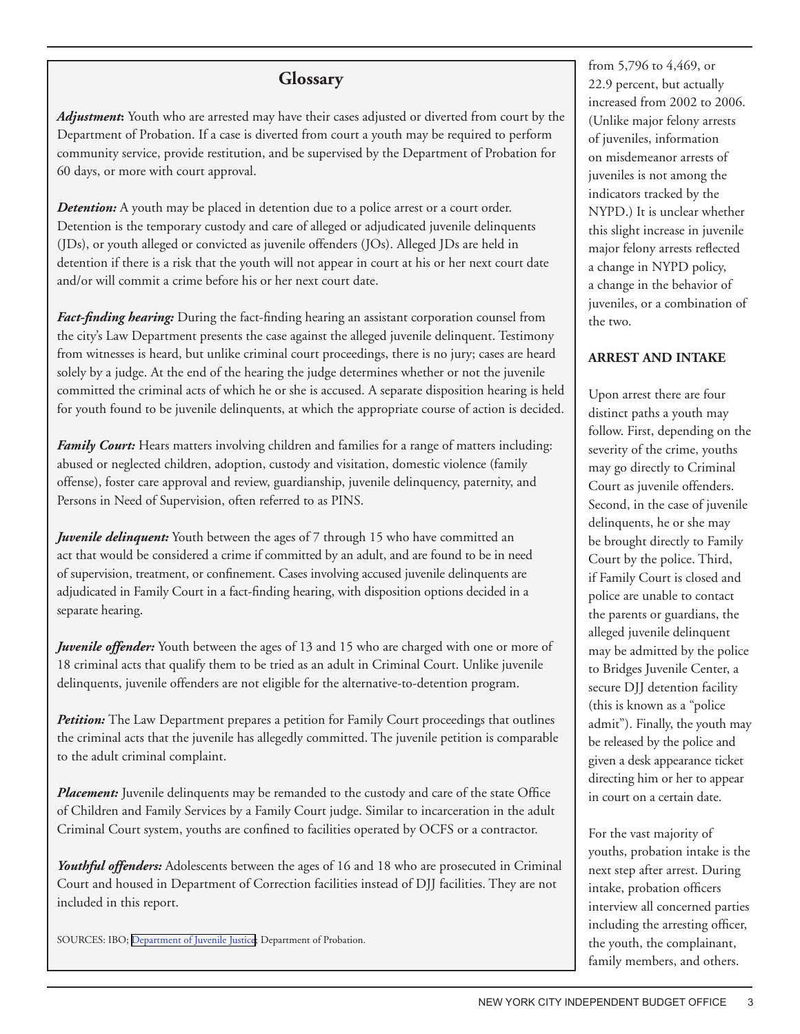## Glossary

***Adjustment*:** Youth who are arrested may have their cases adjusted or diverted from court by the Department of Probation. If a case is diverted from court a youth may be required to perform community service, provide restitution, and be supervised by the Department of Probation for 60 days, or more with court approval.

***Detention:*** A youth may be placed in detention due to a police arrest or a court order. Detention is the temporary custody and care of alleged or adjudicated juvenile delinquents (JDs), or youth alleged or convicted as juvenile offenders (JOs). Alleged JDs are held in detention if there is a risk that the youth will not appear in court at his or her next court date and/or will commit a crime before his or her next court date.

***Fact-finding hearing:*** During the fact-finding hearing an assistant corporation counsel from the city's Law Department presents the case against the alleged juvenile delinquent. Testimony from witnesses is heard, but unlike criminal court proceedings, there is no jury; cases are heard solely by a judge. At the end of the hearing the judge determines whether or not the juvenile committed the criminal acts of which he or she is accused. A separate disposition hearing is held for youth found to be juvenile delinquents, at which the appropriate course of action is decided.

***Family Court:*** Hears matters involving children and families for a range of matters including: abused or neglected children, adoption, custody and visitation, domestic violence (family offense), foster care approval and review, guardianship, juvenile delinquency, paternity, and Persons in Need of Supervision, often referred to as PINS.

***Juvenile delinquent:*** Youth between the ages of 7 through 15 who have committed an act that would be considered a crime if committed by an adult, and are found to be in need of supervision, treatment, or confinement. Cases involving accused juvenile delinquents are adjudicated in Family Court in a fact-finding hearing, with disposition options decided in a separate hearing.

***Juvenile offender:*** Youth between the ages of 13 and 15 who are charged with one or more of 18 criminal acts that qualify them to be tried as an adult in Criminal Court. Unlike juvenile delinquents, juvenile offenders are not eligible for the alternative-to-detention program.

***Petition:*** The Law Department prepares a petition for Family Court proceedings that outlines the criminal acts that the juvenile has allegedly committed. The juvenile petition is comparable to the adult criminal complaint.

***Placement:*** Juvenile delinquents may be remanded to the custody and care of the state Office of Children and Family Services by a Family Court judge. Similar to incarceration in the adult Criminal Court system, youths are confined to facilities operated by OCFS or a contractor.

***Youthful offenders:*** Adolescents between the ages of 16 and 18 who are prosecuted in Criminal Court and housed in Department of Correction facilities instead of DJJ facilities. They are not included in this report.

SOURCES: IBO; Department of Juvenile Justice; Department of Probation.

from 5,796 to 4,469, or 22.9 percent, but actually increased from 2002 to 2006. (Unlike major felony arrests of juveniles, information on misdemeanor arrests of juveniles is not among the indicators tracked by the NYPD.) It is unclear whether this slight increase in juvenile major felony arrests reflected a change in NYPD policy, a change in the behavior of juveniles, or a combination of the two.

### ARREST AND INTAKE

Upon arrest there are four distinct paths a youth may follow. First, depending on the severity of the crime, youths may go directly to Criminal Court as juvenile offenders. Second, in the case of juvenile delinquents, he or she may be brought directly to Family Court by the police. Third, if Family Court is closed and police are unable to contact the parents or guardians, the alleged juvenile delinquent may be admitted by the police to Bridges Juvenile Center, a secure DJJ detention facility (this is known as a "police admit"). Finally, the youth may be released by the police and given a desk appearance ticket directing him or her to appear in court on a certain date.

For the vast majority of youths, probation intake is the next step after arrest. During intake, probation officers interview all concerned parties including the arresting officer, the youth, the complainant, family members, and others.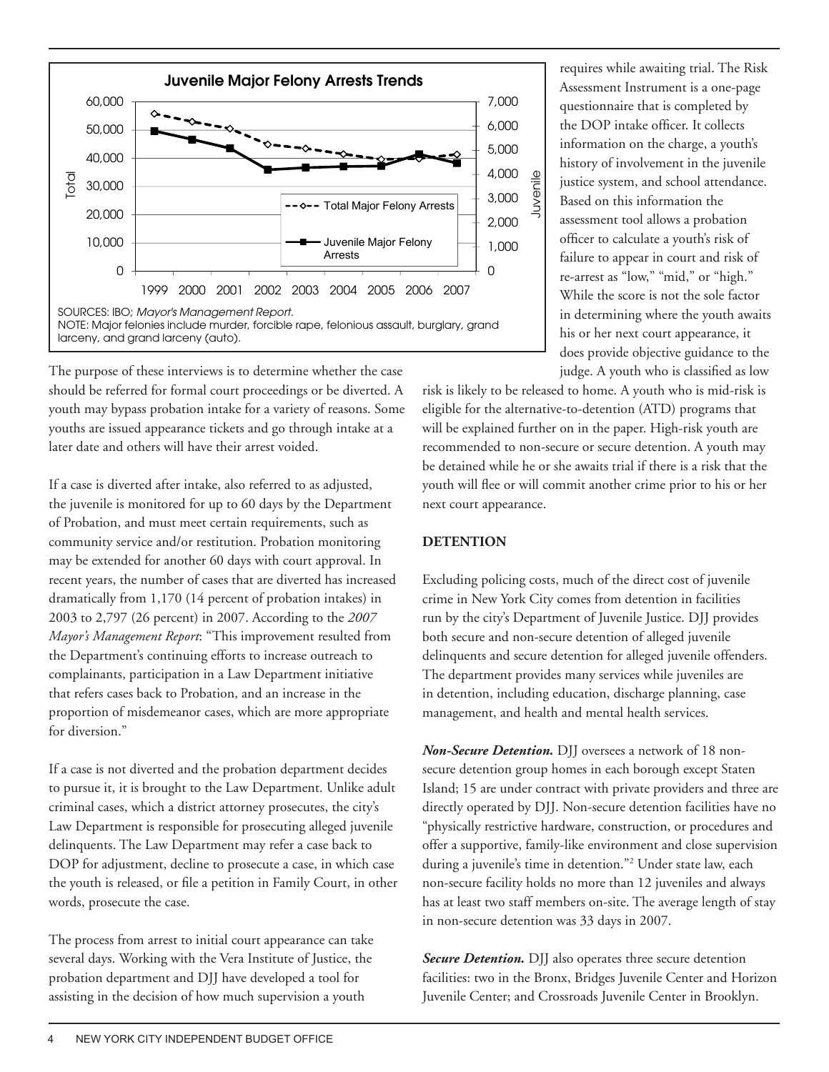**Juvenile Major Felony Arrests Trends**

SOURCES: IBO; *Mayor's Management Report*.
NOTE: Major felonies include murder, forcible rape, felonious assault, burglary, grand larceny, and grand larceny (auto).

The purpose of these interviews is to determine whether the case should be referred for formal court proceedings or be diverted. A youth may bypass probation intake for a variety of reasons. Some youths are issued appearance tickets and go through intake at a later date and others will have their arrest voided.

If a case is diverted after intake, also referred to as adjusted, the juvenile is monitored for up to 60 days by the Department of Probation, and must meet certain requirements, such as community service and/or restitution. Probation monitoring may be extended for another 60 days with court approval. In recent years, the number of cases that are diverted has increased dramatically from 1,170 (14 percent of probation intakes) in 2003 to 2,797 (26 percent) in 2007. According to the *2007 Mayor's Management Report*: "This improvement resulted from the Department's continuing efforts to increase outreach to complainants, participation in a Law Department initiative that refers cases back to Probation, and an increase in the proportion of misdemeanor cases, which are more appropriate for diversion."

If a case is not diverted and the probation department decides to pursue it, it is brought to the Law Department. Unlike adult criminal cases, which a district attorney prosecutes, the city's Law Department is responsible for prosecuting alleged juvenile delinquents. The Law Department may refer a case back to DOP for adjustment, decline to prosecute a case, in which case the youth is released, or file a petition in Family Court, in other words, prosecute the case.

The process from arrest to initial court appearance can take several days. Working with the Vera Institute of Justice, the probation department and DJJ have developed a tool for assisting in the decision of how much supervision a youth requires while awaiting trial. The Risk Assessment Instrument is a one-page questionnaire that is completed by the DOP intake officer. It collects information on the charge, a youth's history of involvement in the juvenile justice system, and school attendance. Based on this information the assessment tool allows a probation officer to calculate a youth's risk of failure to appear in court and risk of re-arrest as "low," "mid," or "high." While the score is not the sole factor in determining where the youth awaits his or her next court appearance, it does provide objective guidance to the judge. A youth who is classified as low risk is likely to be released to home. A youth who is mid-risk is eligible for the alternative-to-detention (ATD) programs that will be explained further on in the paper. High-risk youth are recommended to non-secure or secure detention. A youth may be detained while he or she awaits trial if there is a risk that the youth will flee or will commit another crime prior to his or her next court appearance.

## DETENTION

Excluding policing costs, much of the direct cost of juvenile crime in New York City comes from detention in facilities run by the city's Department of Juvenile Justice. DJJ provides both secure and non-secure detention of alleged juvenile delinquents and secure detention for alleged juvenile offenders. The department provides many services while juveniles are in detention, including education, discharge planning, case management, and health and mental health services.

***Non-Secure Detention.*** DJJ oversees a network of 18 non-secure detention group homes in each borough except Staten Island; 15 are under contract with private providers and three are directly operated by DJJ. Non-secure detention facilities have no "physically restrictive hardware, construction, or procedures and offer a supportive, family-like environment and close supervision during a juvenile's time in detention."[2] Under state law, each non-secure facility holds no more than 12 juveniles and always has at least two staff members on-site. The average length of stay in non-secure detention was 33 days in 2007.

***Secure Detention.*** DJJ also operates three secure detention facilities: two in the Bronx, Bridges Juvenile Center and Horizon Juvenile Center; and Crossroads Juvenile Center in Brooklyn.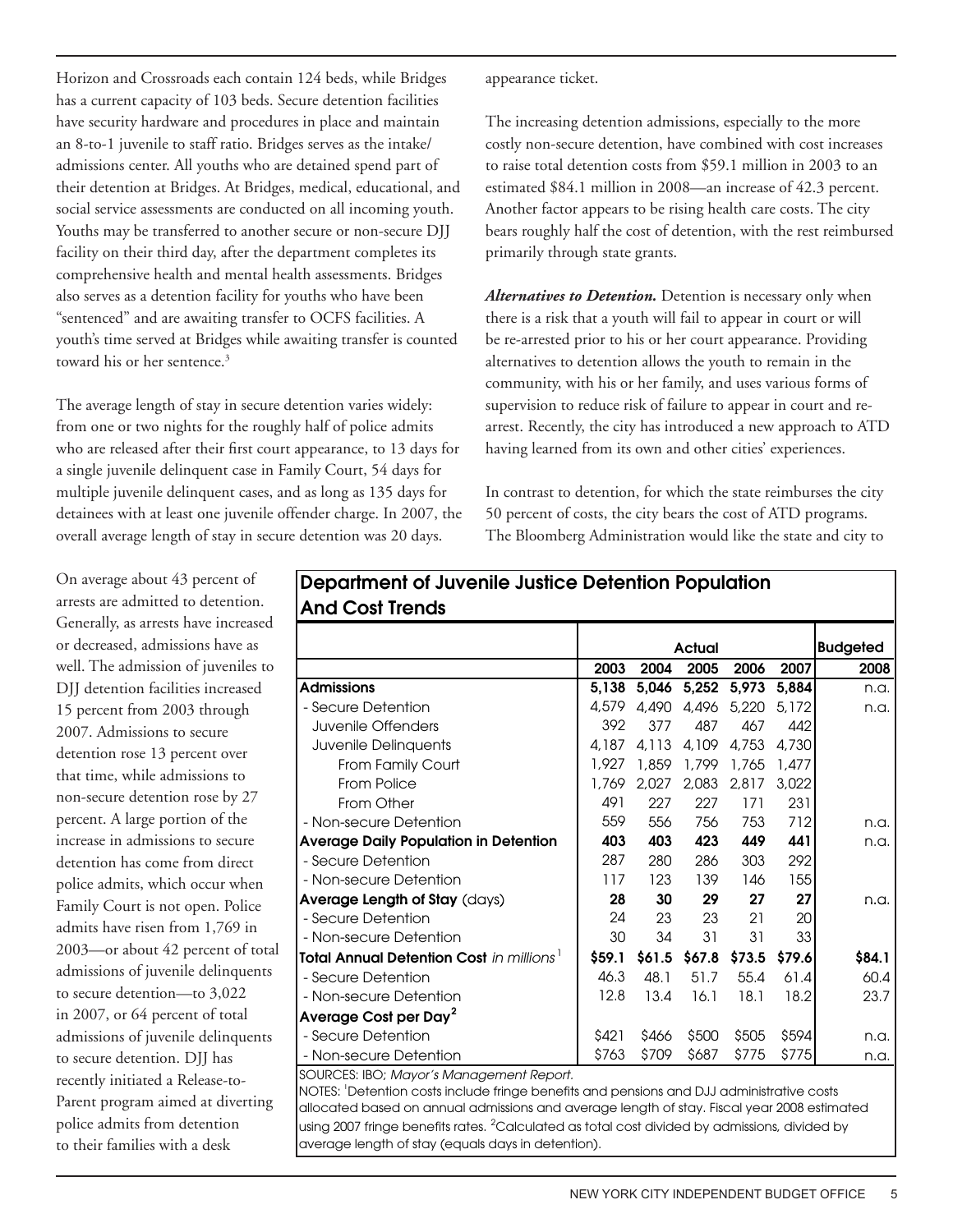Horizon and Crossroads each contain 124 beds, while Bridges has a current capacity of 103 beds. Secure detention facilities have security hardware and procedures in place and maintain an 8-to-1 juvenile to staff ratio. Bridges serves as the intake/admissions center. All youths who are detained spend part of their detention at Bridges. At Bridges, medical, educational, and social service assessments are conducted on all incoming youth. Youths may be transferred to another secure or non-secure DJJ facility on their third day, after the department completes its comprehensive health and mental health assessments. Bridges also serves as a detention facility for youths who have been "sentenced" and are awaiting transfer to OCFS facilities. A youth's time served at Bridges while awaiting transfer is counted toward his or her sentence.[3]

The average length of stay in secure detention varies widely: from one or two nights for the roughly half of police admits who are released after their first court appearance, to 13 days for a single juvenile delinquent case in Family Court, 54 days for multiple juvenile delinquent cases, and as long as 135 days for detainees with at least one juvenile offender charge. In 2007, the overall average length of stay in secure detention was 20 days.

On average about 43 percent of arrests are admitted to detention. Generally, as arrests have increased or decreased, admissions have as well. The admission of juveniles to DJJ detention facilities increased 15 percent from 2003 through 2007. Admissions to secure detention rose 13 percent over that time, while admissions to non-secure detention rose by 27 percent. A large portion of the increase in admissions to secure detention has come from direct police admits, which occur when Family Court is not open. Police admits have risen from 1,769 in 2003—or about 42 percent of total admissions of juvenile delinquents to secure detention—to 3,022 in 2007, or 64 percent of total admissions of juvenile delinquents to secure detention. DJJ has recently initiated a Release-to-Parent program aimed at diverting police admits from detention to their families with a desk appearance ticket.

The increasing detention admissions, especially to the more costly non-secure detention, have combined with cost increases to raise total detention costs from $59.1 million in 2003 to an estimated $84.1 million in 2008—an increase of 42.3 percent. Another factor appears to be rising health care costs. The city bears roughly half the cost of detention, with the rest reimbursed primarily through state grants.

***Alternatives to Detention.*** Detention is necessary only when there is a risk that a youth will fail to appear in court or will be re-arrested prior to his or her court appearance. Providing alternatives to detention allows the youth to remain in the community, with his or her family, and uses various forms of supervision to reduce risk of failure to appear in court and re-arrest. Recently, the city has introduced a new approach to ATD having learned from its own and other cities' experiences.

In contrast to detention, for which the state reimburses the city 50 percent of costs, the city bears the cost of ATD programs. The Bloomberg Administration would like the state and city to

## Department of Juvenile Justice Detention Population And Cost Trends

| | Actual | | | | | Budgeted |
|---|---|---|---|---|---|---|
| | 2003 | 2004 | 2005 | 2006 | 2007 | 2008 |
| **Admissions** | **5,138** | **5,046** | **5,252** | **5,973** | **5,884** | n.a. |
| - Secure Detention | 4,579 | 4,490 | 4,496 | 5,220 | 5,172 | n.a. |
| Juvenile Offenders | 392 | 377 | 487 | 467 | 442 | |
| Juvenile Delinquents | 4,187 | 4,113 | 4,109 | 4,753 | 4,730 | |
| From Family Court | 1,927 | 1,859 | 1,799 | 1,765 | 1,477 | |
| From Police | 1,769 | 2,027 | 2,083 | 2,817 | 3,022 | |
| From Other | 491 | 227 | 227 | 171 | 231 | |
| - Non-secure Detention | 559 | 556 | 756 | 753 | 712 | n.a. |
| **Average Daily Population in Detention** | **403** | **403** | **423** | **449** | **441** | n.a. |
| - Secure Detention | 287 | 280 | 286 | 303 | 292 | |
| - Non-secure Detention | 117 | 123 | 139 | 146 | 155 | |
| **Average Length of Stay** (days) | **28** | **30** | **29** | **27** | **27** | n.a. |
| - Secure Detention | 24 | 23 | 23 | 21 | 20 | |
| - Non-secure Detention | 30 | 34 | 31 | 31 | 33 | |
| **Total Annual Detention Cost** *in millions*[1] | **$59.1** | **$61.5** | **$67.8** | **$73.5** | **$79.6** | **$84.1** |
| - Secure Detention | 46.3 | 48.1 | 51.7 | 55.4 | 61.4 | 60.4 |
| - Non-secure Detention | 12.8 | 13.4 | 16.1 | 18.1 | 18.2 | 23.7 |
| **Average Cost per Day**[2] | | | | | | |
| - Secure Detention | $421 | $466 | $500 | $505 | $594 | n.a. |
| - Non-secure Detention | $763 | $709 | $687 | $775 | $775 | n.a. |

SOURCES: IBO; *Mayor's Management Report.*
NOTES: [1]Detention costs include fringe benefits and pensions and DJJ administrative costs allocated based on annual admissions and average length of stay. Fiscal year 2008 estimated using 2007 fringe benefits rates. [2]Calculated as total cost divided by admissions, divided by average length of stay (equals days in detention).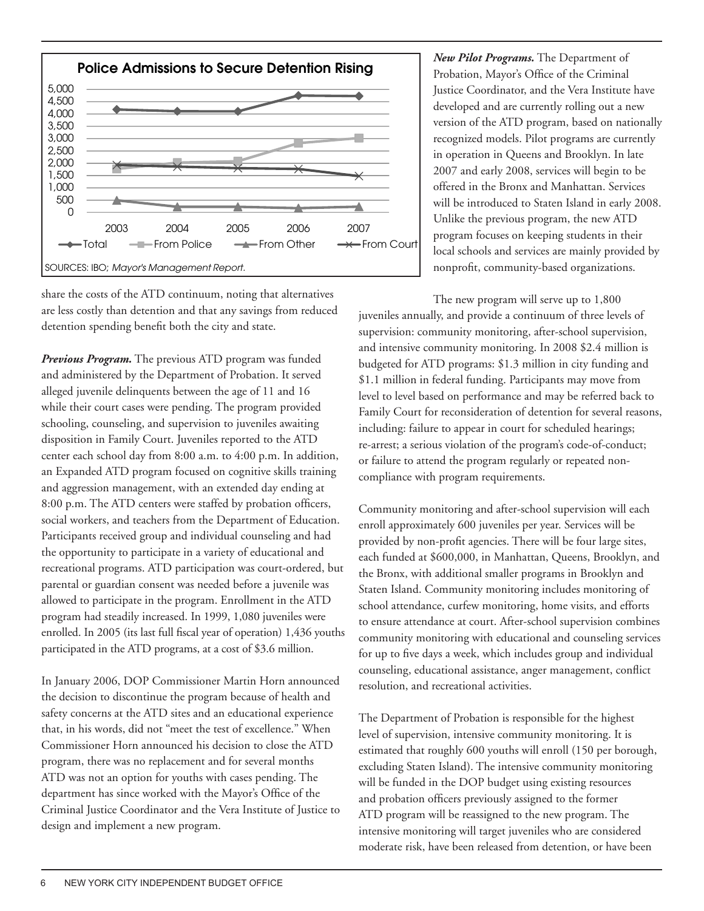**Police Admissions to Secure Detention Rising**

SOURCES: IBO; *Mayor's Management Report.*

share the costs of the ATD continuum, noting that alternatives are less costly than detention and that any savings from reduced detention spending benefit both the city and state.

***Previous Program.*** The previous ATD program was funded and administered by the Department of Probation. It served alleged juvenile delinquents between the age of 11 and 16 while their court cases were pending. The program provided schooling, counseling, and supervision to juveniles awaiting disposition in Family Court. Juveniles reported to the ATD center each school day from 8:00 a.m. to 4:00 p.m. In addition, an Expanded ATD program focused on cognitive skills training and aggression management, with an extended day ending at 8:00 p.m. The ATD centers were staffed by probation officers, social workers, and teachers from the Department of Education. Participants received group and individual counseling and had the opportunity to participate in a variety of educational and recreational programs. ATD participation was court-ordered, but parental or guardian consent was needed before a juvenile was allowed to participate in the program. Enrollment in the ATD program had steadily increased. In 1999, 1,080 juveniles were enrolled. In 2005 (its last full fiscal year of operation) 1,436 youths participated in the ATD programs, at a cost of $3.6 million.

In January 2006, DOP Commissioner Martin Horn announced the decision to discontinue the program because of health and safety concerns at the ATD sites and an educational experience that, in his words, did not "meet the test of excellence." When Commissioner Horn announced his decision to close the ATD program, there was no replacement and for several months ATD was not an option for youths with cases pending. The department has since worked with the Mayor's Office of the Criminal Justice Coordinator and the Vera Institute of Justice to design and implement a new program.

***New Pilot Programs.*** The Department of Probation, Mayor's Office of the Criminal Justice Coordinator, and the Vera Institute have developed and are currently rolling out a new version of the ATD program, based on nationally recognized models. Pilot programs are currently in operation in Queens and Brooklyn. In late 2007 and early 2008, services will begin to be offered in the Bronx and Manhattan. Services will be introduced to Staten Island in early 2008. Unlike the previous program, the new ATD program focuses on keeping students in their local schools and services are mainly provided by nonprofit, community-based organizations.

The new program will serve up to 1,800 juveniles annually, and provide a continuum of three levels of supervision: community monitoring, after-school supervision, and intensive community monitoring. In 2008 $2.4 million is budgeted for ATD programs: $1.3 million in city funding and $1.1 million in federal funding. Participants may move from level to level based on performance and may be referred back to Family Court for reconsideration of detention for several reasons, including: failure to appear in court for scheduled hearings; re-arrest; a serious violation of the program's code-of-conduct; or failure to attend the program regularly or repeated non-compliance with program requirements.

Community monitoring and after-school supervision will each enroll approximately 600 juveniles per year. Services will be provided by non-profit agencies. There will be four large sites, each funded at $600,000, in Manhattan, Queens, Brooklyn, and the Bronx, with additional smaller programs in Brooklyn and Staten Island. Community monitoring includes monitoring of school attendance, curfew monitoring, home visits, and efforts to ensure attendance at court. After-school supervision combines community monitoring with educational and counseling services for up to five days a week, which includes group and individual counseling, educational assistance, anger management, conflict resolution, and recreational activities.

The Department of Probation is responsible for the highest level of supervision, intensive community monitoring. It is estimated that roughly 600 youths will enroll (150 per borough, excluding Staten Island). The intensive community monitoring will be funded in the DOP budget using existing resources and probation officers previously assigned to the former ATD program will be reassigned to the new program. The intensive monitoring will target juveniles who are considered moderate risk, have been released from detention, or have been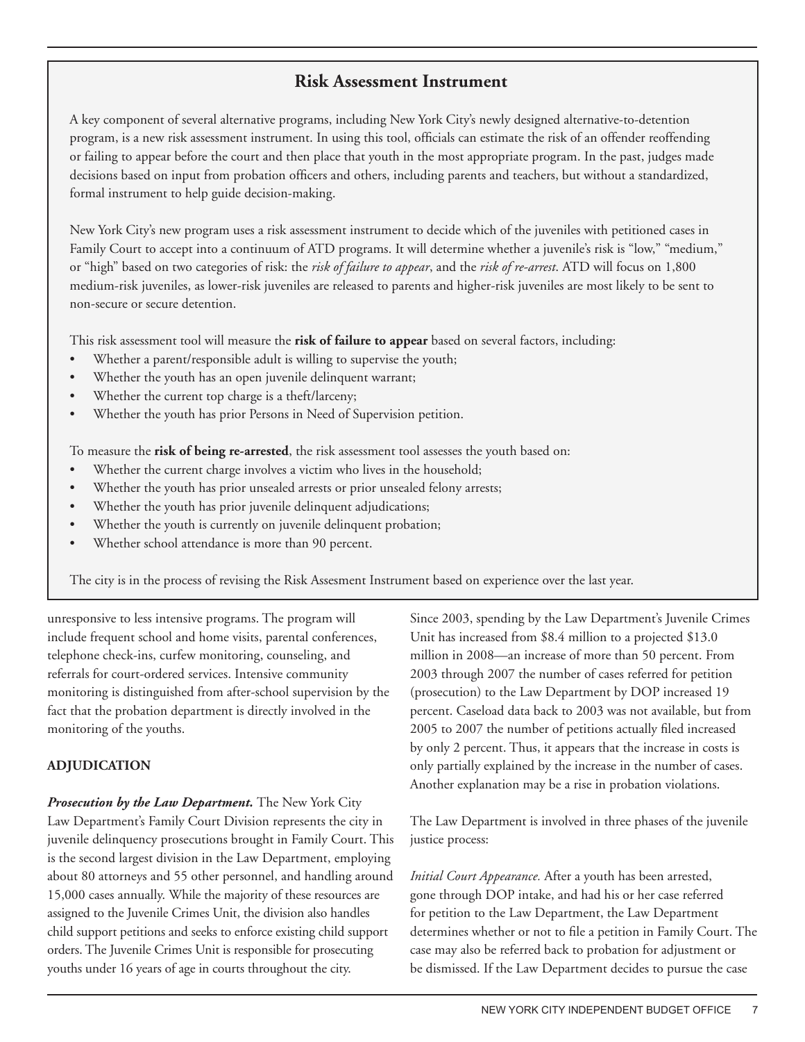## Risk Assessment Instrument

A key component of several alternative programs, including New York City's newly designed alternative-to-detention program, is a new risk assessment instrument. In using this tool, officials can estimate the risk of an offender reoffending or failing to appear before the court and then place that youth in the most appropriate program. In the past, judges made decisions based on input from probation officers and others, including parents and teachers, but without a standardized, formal instrument to help guide decision-making.

New York City's new program uses a risk assessment instrument to decide which of the juveniles with petitioned cases in Family Court to accept into a continuum of ATD programs. It will determine whether a juvenile's risk is "low," "medium," or "high" based on two categories of risk: the *risk of failure to appear*, and the *risk of re-arrest*. ATD will focus on 1,800 medium-risk juveniles, as lower-risk juveniles are released to parents and higher-risk juveniles are most likely to be sent to non-secure or secure detention.

This risk assessment tool will measure the **risk of failure to appear** based on several factors, including:

- Whether a parent/responsible adult is willing to supervise the youth;
- Whether the youth has an open juvenile delinquent warrant;
- Whether the current top charge is a theft/larceny;
- Whether the youth has prior Persons in Need of Supervision petition.

To measure the **risk of being re-arrested**, the risk assessment tool assesses the youth based on:

- Whether the current charge involves a victim who lives in the household;
- Whether the youth has prior unsealed arrests or prior unsealed felony arrests;
- Whether the youth has prior juvenile delinquent adjudications;
- Whether the youth is currently on juvenile delinquent probation;
- Whether school attendance is more than 90 percent.

The city is in the process of revising the Risk Assesment Instrument based on experience over the last year.

unresponsive to less intensive programs. The program will include frequent school and home visits, parental conferences, telephone check-ins, curfew monitoring, counseling, and referrals for court-ordered services. Intensive community monitoring is distinguished from after-school supervision by the fact that the probation department is directly involved in the monitoring of the youths.

**ADJUDICATION**

***Prosecution by the Law Department.*** The New York City Law Department's Family Court Division represents the city in juvenile delinquency prosecutions brought in Family Court. This is the second largest division in the Law Department, employing about 80 attorneys and 55 other personnel, and handling around 15,000 cases annually. While the majority of these resources are assigned to the Juvenile Crimes Unit, the division also handles child support petitions and seeks to enforce existing child support orders. The Juvenile Crimes Unit is responsible for prosecuting youths under 16 years of age in courts throughout the city.

Since 2003, spending by the Law Department's Juvenile Crimes Unit has increased from $8.4 million to a projected $13.0 million in 2008—an increase of more than 50 percent. From 2003 through 2007 the number of cases referred for petition (prosecution) to the Law Department by DOP increased 19 percent. Caseload data back to 2003 was not available, but from 2005 to 2007 the number of petitions actually filed increased by only 2 percent. Thus, it appears that the increase in costs is only partially explained by the increase in the number of cases. Another explanation may be a rise in probation violations.

The Law Department is involved in three phases of the juvenile justice process:

*Initial Court Appearance.* After a youth has been arrested, gone through DOP intake, and had his or her case referred for petition to the Law Department, the Law Department determines whether or not to file a petition in Family Court. The case may also be referred back to probation for adjustment or be dismissed. If the Law Department decides to pursue the case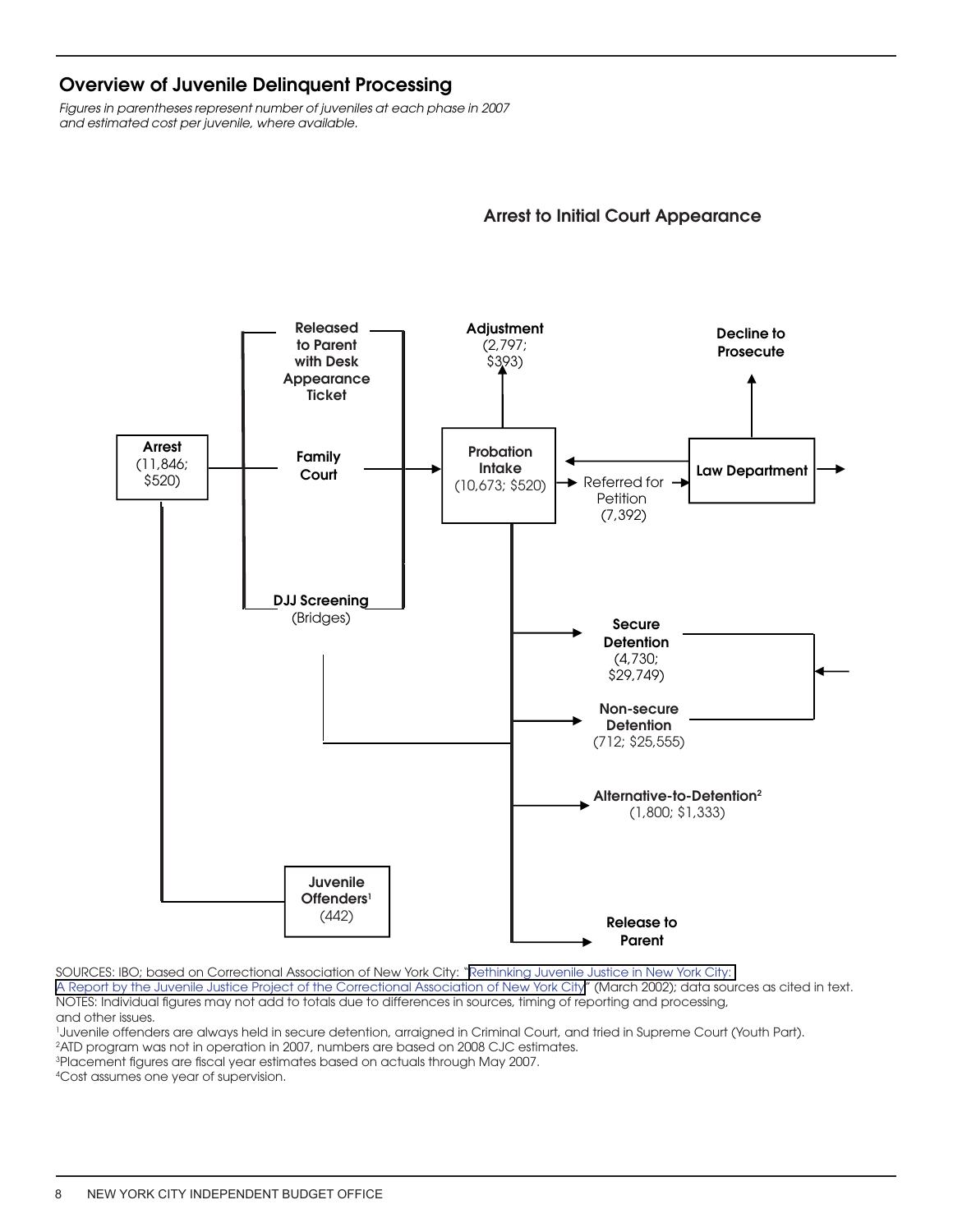## Overview of Juvenile Delinquent Processing

*Figures in parentheses represent number of juveniles at each phase in 2007 and estimated cost per juvenile, where available.*

### Arrest to Initial Court Appearance

**Arrest** (11,846; $520)

**Released to Parent with Desk Appearance Ticket**

**Family Court**

**DJJ Screening** (Bridges)

**Probation Intake** (10,673; $520)

**Adjustment** (2,797; $393)

Referred for Petition (7,392)

**Law Department**

**Decline to Prosecute**

**Secure Detention** (4,730; $29,749)

**Non-secure Detention** (712; $25,555)

**Alternative-to-Detention**[2] (1,800; $1,333)

**Release to Parent**

**Juvenile Offenders**[1] (442)

SOURCES: IBO; based on Correctional Association of New York City: "Rethinking Juvenile Justice in New York City: A Report by the Juvenile Justice Project of the Correctional Association of New York City" (March 2002); data sources as cited in text.

NOTES: Individual figures may not add to totals due to differences in sources, timing of reporting and processing, and other issues.

[1]Juvenile offenders are always held in secure detention, arraigned in Criminal Court, and tried in Supreme Court (Youth Part).

[2]ATD program was not in operation in 2007, numbers are based on 2008 CJC estimates.

[3]Placement figures are fiscal year estimates based on actuals through May 2007.

[4]Cost assumes one year of supervision.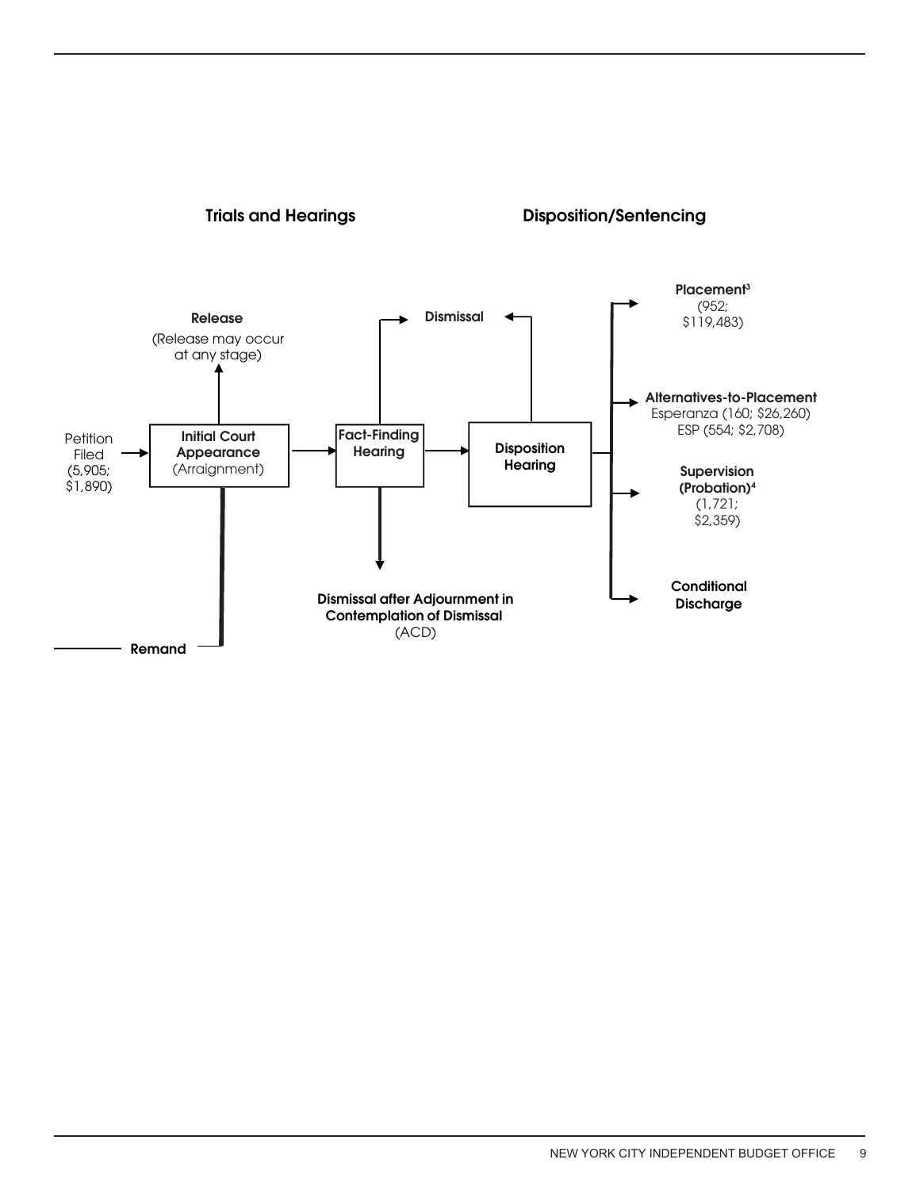## Trials and Hearings

## Disposition/Sentencing

Petition Filed (5,905; $1,890)

**Initial Court Appearance** (Arraignment)

**Release** (Release may occur at any stage)

**Remand**

**Fact-Finding Hearing**

**Dismissal**

**Dismissal after Adjournment in Contemplation of Dismissal** (ACD)

**Disposition Hearing**

**Placement**[3] (952; $119,483)

**Alternatives-to-Placement**
Esperanza (160; $26,260)
ESP (554; $2,708)

**Supervision (Probation)**[4] (1,721; $2,359)

**Conditional Discharge**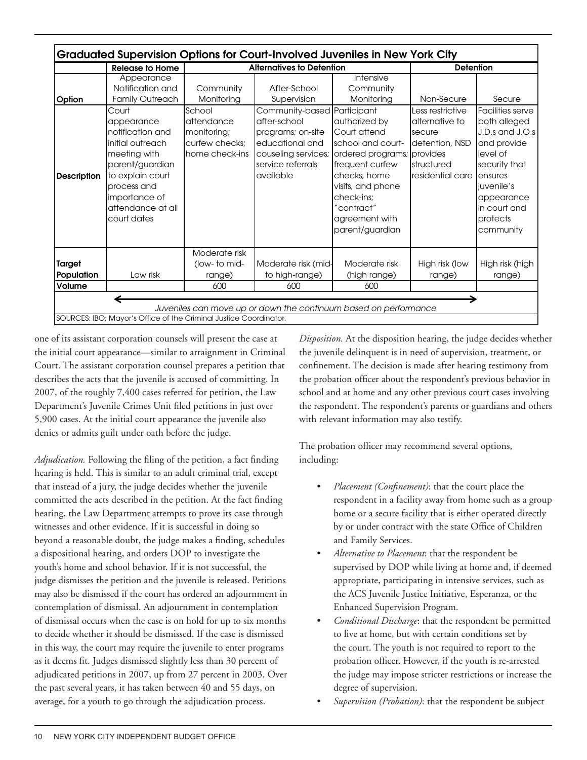**Graduated Supervision Options for Court-Involved Juveniles in New York City**

| | Release to Home | Alternatives to Detention | | | Detention | |
|---|---|---|---|---|---|---|
| **Option** | Appearance Notification and Family Outreach | Community Monitoring | After-School Supervision | Intensive Community Monitoring | Non-Secure | Secure |
| **Description** | Court appearance notification and initial outreach meeting with parent/guardian to explain court process and importance of attendance at all court dates | School attendance monitoring; curfew checks; home check-ins | Community-based after-school programs; on-site educational and couseling services; service referrals available | Participant authorized by Court attend school and court-ordered programs; frequent curfew checks, home visits, and phone check-ins; "contract" agreement with parent/guardian | Less restrictive alternative to secure detention, NSD provides structured residential care | Facilities serve both alleged J.D.s and J.O.s and provide level of security that ensures juvenile's appearance in court and protects community |
| **Target Population** | Low risk | Moderate risk (low- to mid-range) | Moderate risk (mid- to high-range) | Moderate risk (high range) | High risk (low range) | High risk (high range) |
| **Volume** | | 600 | 600 | 600 | | |

*Juveniles can move up or down the continuum based on performance*

SOURCES: IBO; Mayor's Office of the Criminal Justice Coordinator.

one of its assistant corporation counsels will present the case at the initial court appearance—similar to arraignment in Criminal Court. The assistant corporation counsel prepares a petition that describes the acts that the juvenile is accused of committing. In 2007, of the roughly 7,400 cases referred for petition, the Law Department's Juvenile Crimes Unit filed petitions in just over 5,900 cases. At the initial court appearance the juvenile also denies or admits guilt under oath before the judge.

*Adjudication.* Following the filing of the petition, a fact finding hearing is held. This is similar to an adult criminal trial, except that instead of a jury, the judge decides whether the juvenile committed the acts described in the petition. At the fact finding hearing, the Law Department attempts to prove its case through witnesses and other evidence. If it is successful in doing so beyond a reasonable doubt, the judge makes a finding, schedules a dispositional hearing, and orders DOP to investigate the youth's home and school behavior. If it is not successful, the judge dismisses the petition and the juvenile is released. Petitions may also be dismissed if the court has ordered an adjournment in contemplation of dismissal. An adjournment in contemplation of dismissal occurs when the case is on hold for up to six months to decide whether it should be dismissed. If the case is dismissed in this way, the court may require the juvenile to enter programs as it deems fit. Judges dismissed slightly less than 30 percent of adjudicated petitions in 2007, up from 27 percent in 2003. Over the past several years, it has taken between 40 and 55 days, on average, for a youth to go through the adjudication process.

*Disposition.* At the disposition hearing, the judge decides whether the juvenile delinquent is in need of supervision, treatment, or confinement. The decision is made after hearing testimony from the probation officer about the respondent's previous behavior in school and at home and any other previous court cases involving the respondent. The respondent's parents or guardians and others with relevant information may also testify.

The probation officer may recommend several options, including:

- *Placement (Confinement)*: that the court place the respondent in a facility away from home such as a group home or a secure facility that is either operated directly by or under contract with the state Office of Children and Family Services.
- *Alternative to Placement*: that the respondent be supervised by DOP while living at home and, if deemed appropriate, participating in intensive services, such as the ACS Juvenile Justice Initiative, Esperanza, or the Enhanced Supervision Program.
- *Conditional Discharge*: that the respondent be permitted to live at home, but with certain conditions set by the court. The youth is not required to report to the probation officer. However, if the youth is re-arrested the judge may impose stricter restrictions or increase the degree of supervision.
- *Supervision (Probation)*: that the respondent be subject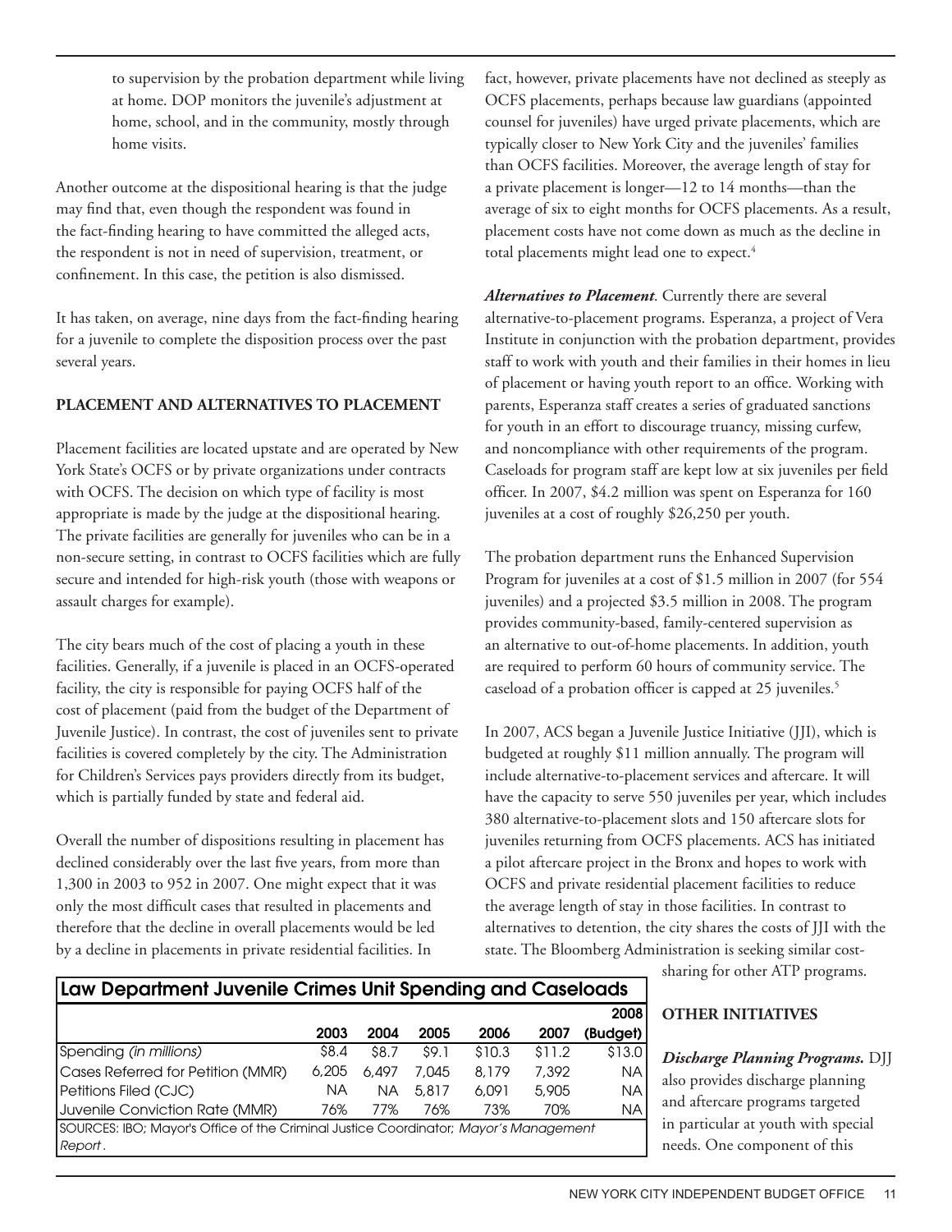to supervision by the probation department while living at home. DOP monitors the juvenile's adjustment at home, school, and in the community, mostly through home visits.

Another outcome at the dispositional hearing is that the judge may find that, even though the respondent was found in the fact-finding hearing to have committed the alleged acts, the respondent is not in need of supervision, treatment, or confinement. In this case, the petition is also dismissed.

It has taken, on average, nine days from the fact-finding hearing for a juvenile to complete the disposition process over the past several years.

**PLACEMENT AND ALTERNATIVES TO PLACEMENT**

Placement facilities are located upstate and are operated by New York State's OCFS or by private organizations under contracts with OCFS. The decision on which type of facility is most appropriate is made by the judge at the dispositional hearing. The private facilities are generally for juveniles who can be in a non-secure setting, in contrast to OCFS facilities which are fully secure and intended for high-risk youth (those with weapons or assault charges for example).

The city bears much of the cost of placing a youth in these facilities. Generally, if a juvenile is placed in an OCFS-operated facility, the city is responsible for paying OCFS half of the cost of placement (paid from the budget of the Department of Juvenile Justice). In contrast, the cost of juveniles sent to private facilities is covered completely by the city. The Administration for Children's Services pays providers directly from its budget, which is partially funded by state and federal aid.

Overall the number of dispositions resulting in placement has declined considerably over the last five years, from more than 1,300 in 2003 to 952 in 2007. One might expect that it was only the most difficult cases that resulted in placements and therefore that the decline in overall placements would be led by a decline in placements in private residential facilities. In fact, however, private placements have not declined as steeply as OCFS placements, perhaps because law guardians (appointed counsel for juveniles) have urged private placements, which are typically closer to New York City and the juveniles' families than OCFS facilities. Moreover, the average length of stay for a private placement is longer—12 to 14 months—than the average of six to eight months for OCFS placements. As a result, placement costs have not come down as much as the decline in total placements might lead one to expect.[4]

***Alternatives to Placement.*** Currently there are several alternative-to-placement programs. Esperanza, a project of Vera Institute in conjunction with the probation department, provides staff to work with youth and their families in their homes in lieu of placement or having youth report to an office. Working with parents, Esperanza staff creates a series of graduated sanctions for youth in an effort to discourage truancy, missing curfew, and noncompliance with other requirements of the program. Caseloads for program staff are kept low at six juveniles per field officer. In 2007, $4.2 million was spent on Esperanza for 160 juveniles at a cost of roughly $26,250 per youth.

The probation department runs the Enhanced Supervision Program for juveniles at a cost of $1.5 million in 2007 (for 554 juveniles) and a projected $3.5 million in 2008. The program provides community-based, family-centered supervision as an alternative to out-of-home placements. In addition, youth are required to perform 60 hours of community service. The caseload of a probation officer is capped at 25 juveniles.[5]

In 2007, ACS began a Juvenile Justice Initiative (JJI), which is budgeted at roughly $11 million annually. The program will include alternative-to-placement services and aftercare. It will have the capacity to serve 550 juveniles per year, which includes 380 alternative-to-placement slots and 150 aftercare slots for juveniles returning from OCFS placements. ACS has initiated a pilot aftercare project in the Bronx and hopes to work with OCFS and private residential placement facilities to reduce the average length of stay in those facilities. In contrast to alternatives to detention, the city shares the costs of JJI with the state. The Bloomberg Administration is seeking similar cost-sharing for other ATP programs.

**Law Department Juvenile Crimes Unit Spending and Caseloads**

| | 2003 | 2004 | 2005 | 2006 | 2007 | 2008 (Budget) |
|---|---|---|---|---|---|---|
| Spending *(in millions)* | $8.4 | $8.7 | $9.1 | $10.3 | $11.2 | $13.0 |
| Cases Referred for Petition (MMR) | 6,205 | 6,497 | 7,045 | 8,179 | 7,392 | NA |
| Petitions Filed (CJC) | NA | NA | 5,817 | 6,091 | 5,905 | NA |
| Juvenile Conviction Rate (MMR) | 76% | 77% | 76% | 73% | 70% | NA |

SOURCES: IBO; Mayor's Office of the Criminal Justice Coordinator; *Mayor's Management Report*.

**OTHER INITIATIVES**

***Discharge Planning Programs.*** DJJ also provides discharge planning and aftercare programs targeted in particular at youth with special needs. One component of this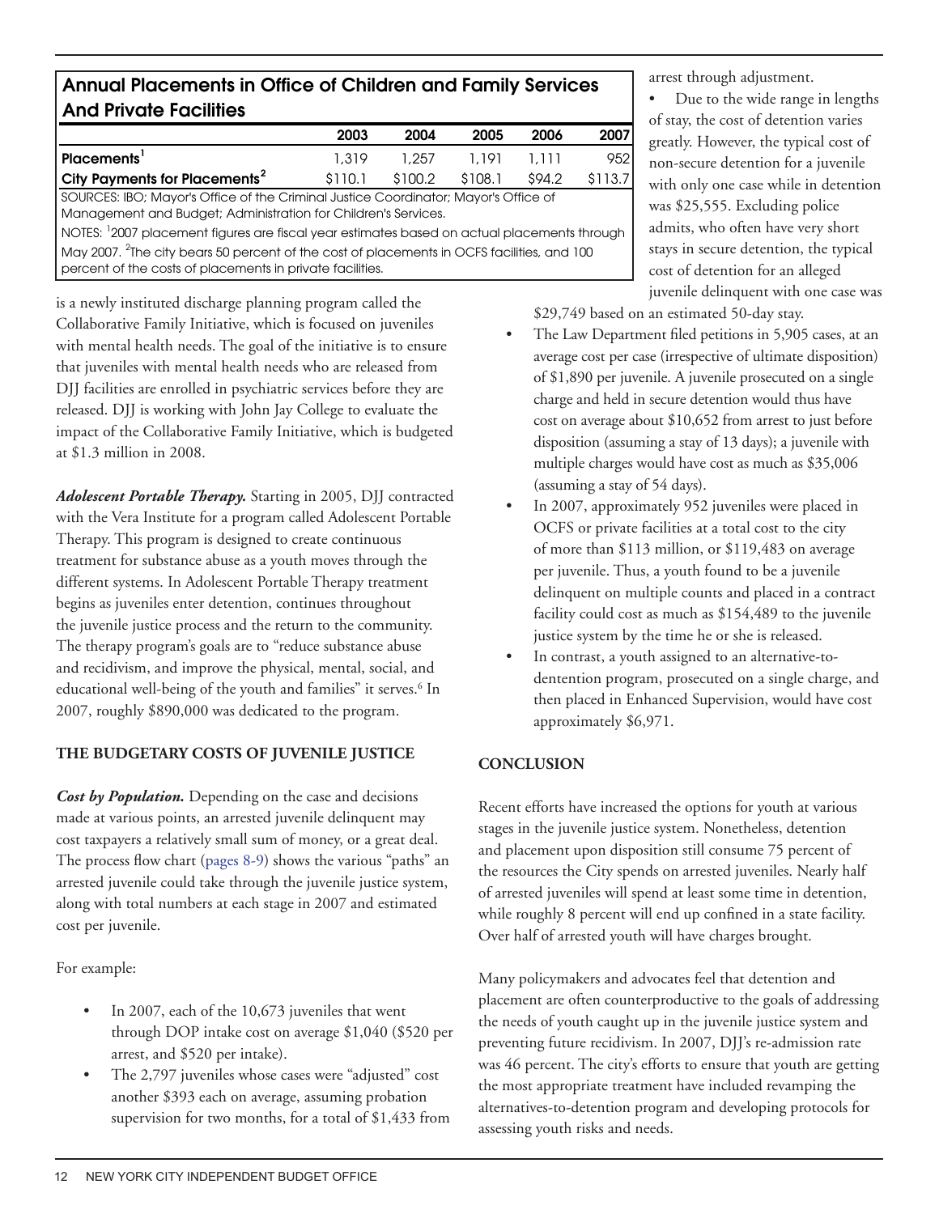**Annual Placements in Office of Children and Family Services And Private Facilities**

| | 2003 | 2004 | 2005 | 2006 | 2007 |
|---|---|---|---|---|---|
| Placements[1] | 1,319 | 1,257 | 1,191 | 1,111 | 952 |
| City Payments for Placements[2] | $110.1 | $100.2 | $108.1 | $94.2 | $113.7 |

SOURCES: IBO; Mayor's Office of the Criminal Justice Coordinator; Mayor's Office of Management and Budget; Administration for Children's Services.

NOTES: [1]2007 placement figures are fiscal year estimates based on actual placements through May 2007. [2]The city bears 50 percent of the cost of placements in OCFS facilities, and 100 percent of the costs of placements in private facilities.

is a newly instituted discharge planning program called the Collaborative Family Initiative, which is focused on juveniles with mental health needs. The goal of the initiative is to ensure that juveniles with mental health needs who are released from DJJ facilities are enrolled in psychiatric services before they are released. DJJ is working with John Jay College to evaluate the impact of the Collaborative Family Initiative, which is budgeted at $1.3 million in 2008.

***Adolescent Portable Therapy.*** Starting in 2005, DJJ contracted with the Vera Institute for a program called Adolescent Portable Therapy. This program is designed to create continuous treatment for substance abuse as a youth moves through the different systems. In Adolescent Portable Therapy treatment begins as juveniles enter detention, continues throughout the juvenile justice process and the return to the community. The therapy program's goals are to "reduce substance abuse and recidivism, and improve the physical, mental, social, and educational well-being of the youth and families" it serves.[6] In 2007, roughly $890,000 was dedicated to the program.

**THE BUDGETARY COSTS OF JUVENILE JUSTICE**

***Cost by Population.*** Depending on the case and decisions made at various points, an arrested juvenile delinquent may cost taxpayers a relatively small sum of money, or a great deal. The process flow chart (pages 8-9) shows the various "paths" an arrested juvenile could take through the juvenile justice system, along with total numbers at each stage in 2007 and estimated cost per juvenile.

For example:

- In 2007, each of the 10,673 juveniles that went through DOP intake cost on average $1,040 ($520 per arrest, and $520 per intake).
- The 2,797 juveniles whose cases were "adjusted" cost another $393 each on average, assuming probation supervision for two months, for a total of $1,433 from arrest through adjustment.
- Due to the wide range in lengths of stay, the cost of detention varies greatly. However, the typical cost of non-secure detention for a juvenile with only one case while in detention was $25,555. Excluding police admits, who often have very short stays in secure detention, the typical cost of detention for an alleged juvenile delinquent with one case was $29,749 based on an estimated 50-day stay.
- The Law Department filed petitions in 5,905 cases, at an average cost per case (irrespective of ultimate disposition) of $1,890 per juvenile. A juvenile prosecuted on a single charge and held in secure detention would thus have cost on average about $10,652 from arrest to just before disposition (assuming a stay of 13 days); a juvenile with multiple charges would have cost as much as $35,006 (assuming a stay of 54 days).
- In 2007, approximately 952 juveniles were placed in OCFS or private facilities at a total cost to the city of more than $113 million, or $119,483 on average per juvenile. Thus, a youth found to be a juvenile delinquent on multiple counts and placed in a contract facility could cost as much as $154,489 to the juvenile justice system by the time he or she is released.
- In contrast, a youth assigned to an alternative-to-dentention program, prosecuted on a single charge, and then placed in Enhanced Supervision, would have cost approximately $6,971.

**CONCLUSION**

Recent efforts have increased the options for youth at various stages in the juvenile justice system. Nonetheless, detention and placement upon disposition still consume 75 percent of the resources the City spends on arrested juveniles. Nearly half of arrested juveniles will spend at least some time in detention, while roughly 8 percent will end up confined in a state facility. Over half of arrested youth will have charges brought.

Many policymakers and advocates feel that detention and placement are often counterproductive to the goals of addressing the needs of youth caught up in the juvenile justice system and preventing future recidivism. In 2007, DJJ's re-admission rate was 46 percent. The city's efforts to ensure that youth are getting the most appropriate treatment have included revamping the alternatives-to-detention program and developing protocols for assessing youth risks and needs.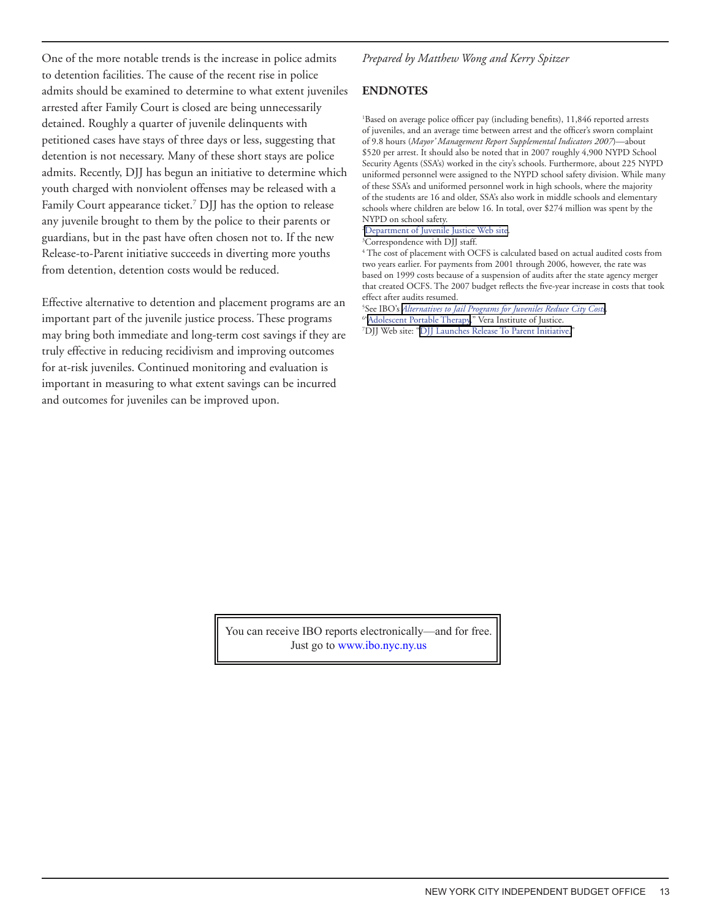One of the more notable trends is the increase in police admits to detention facilities. The cause of the recent rise in police admits should be examined to determine to what extent juveniles arrested after Family Court is closed are being unnecessarily detained. Roughly a quarter of juvenile delinquents with petitioned cases have stays of three days or less, suggesting that detention is not necessary. Many of these short stays are police admits. Recently, DJJ has begun an initiative to determine which youth charged with nonviolent offenses may be released with a Family Court appearance ticket.[7] DJJ has the option to release any juvenile brought to them by the police to their parents or guardians, but in the past have often chosen not to. If the new Release-to-Parent initiative succeeds in diverting more youths from detention, detention costs would be reduced.

Effective alternative to detention and placement programs are an important part of the juvenile justice process. These programs may bring both immediate and long-term cost savings if they are truly effective in reducing recidivism and improving outcomes for at-risk juveniles. Continued monitoring and evaluation is important in measuring to what extent savings can be incurred and outcomes for juveniles can be improved upon.

*Prepared by Matthew Wong and Kerry Spitzer*

## ENDNOTES

[1]Based on average police officer pay (including benefits), 11,846 reported arrests of juveniles, and an average time between arrest and the officer's sworn complaint of 9.8 hours (*Mayor' Management Report Supplemental Indicators 2007*)—about $520 per arrest. It should also be noted that in 2007 roughly 4,900 NYPD School Security Agents (SSA's) worked in the city's schools. Furthermore, about 225 NYPD uniformed personnel were assigned to the NYPD school safety division. While many of these SSA's and uniformed personnel work in high schools, where the majority of the students are 16 and older, SSA's also work in middle schools and elementary schools where children are below 16. In total, over $274 million was spent by the NYPD on school safety.

[2]Department of Juvenile Justice Web site.

[3]Correspondence with DJJ staff.

[4] The cost of placement with OCFS is calculated based on actual audited costs from two years earlier. For payments from 2001 through 2006, however, the rate was based on 1999 costs because of a suspension of audits after the state agency merger that created OCFS. The 2007 budget reflects the five-year increase in costs that took effect after audits resumed.

[5]See IBO's *Alternatives to Jail Programs for Juveniles Reduce City Costs*.

[6]"Adolescent Portable Therapy," Vera Institute of Justice.

[7]DJJ Web site: "DJJ Launches Release To Parent Initiative."

You can receive IBO reports electronically—and for free. Just go to www.ibo.nyc.ny.us